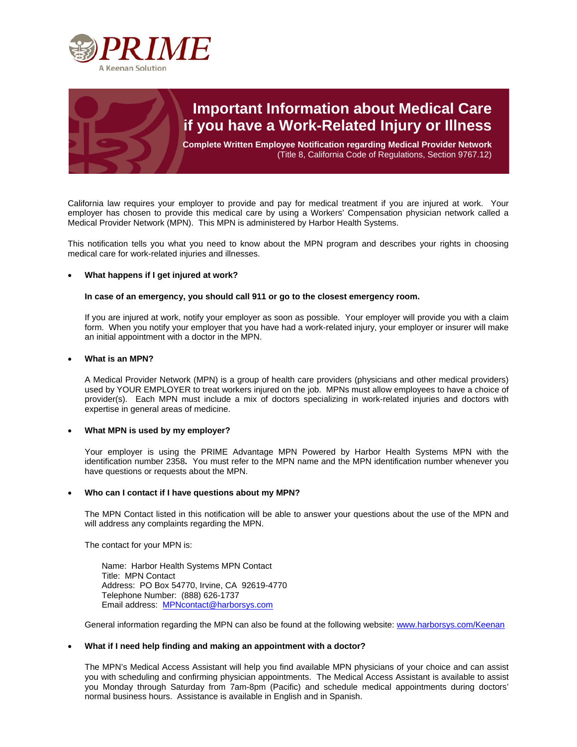PRIME

A Keenan Solution

# Important Information about Medical Care if you have a Work-Related Injury or Illness

**Complete Written Employee Notification regarding Medical Provider Network**
(Title 8, California Code of Regulations, Section 9767.12)

California law requires your employer to provide and pay for medical treatment if you are injured at work. Your employer has chosen to provide this medical care by using a Workers' Compensation physician network called a Medical Provider Network (MPN). This MPN is administered by Harbor Health Systems.

This notification tells you what you need to know about the MPN program and describes your rights in choosing medical care for work-related injuries and illnesses.

- **What happens if I get injured at work?**

  **In case of an emergency, you should call 911 or go to the closest emergency room.**

  If you are injured at work, notify your employer as soon as possible. Your employer will provide you with a claim form. When you notify your employer that you have had a work-related injury, your employer or insurer will make an initial appointment with a doctor in the MPN.

- **What is an MPN?**

  A Medical Provider Network (MPN) is a group of health care providers (physicians and other medical providers) used by YOUR EMPLOYER to treat workers injured on the job. MPNs must allow employees to have a choice of provider(s). Each MPN must include a mix of doctors specializing in work-related injuries and doctors with expertise in general areas of medicine.

- **What MPN is used by my employer?**

  Your employer is using the PRIME Advantage MPN Powered by Harbor Health Systems MPN with the identification number 2358**.** You must refer to the MPN name and the MPN identification number whenever you have questions or requests about the MPN.

- **Who can I contact if I have questions about my MPN?**

  The MPN Contact listed in this notification will be able to answer your questions about the use of the MPN and will address any complaints regarding the MPN.

  The contact for your MPN is:

  Name: Harbor Health Systems MPN Contact
  Title: MPN Contact
  Address: PO Box 54770, Irvine, CA 92619-4770
  Telephone Number: (888) 626-1737
  Email address: MPNcontact@harborsys.com

  General information regarding the MPN can also be found at the following website: www.harborsys.com/Keenan

- **What if I need help finding and making an appointment with a doctor?**

  The MPN's Medical Access Assistant will help you find available MPN physicians of your choice and can assist you with scheduling and confirming physician appointments. The Medical Access Assistant is available to assist you Monday through Saturday from 7am-8pm (Pacific) and schedule medical appointments during doctors' normal business hours. Assistance is available in English and in Spanish.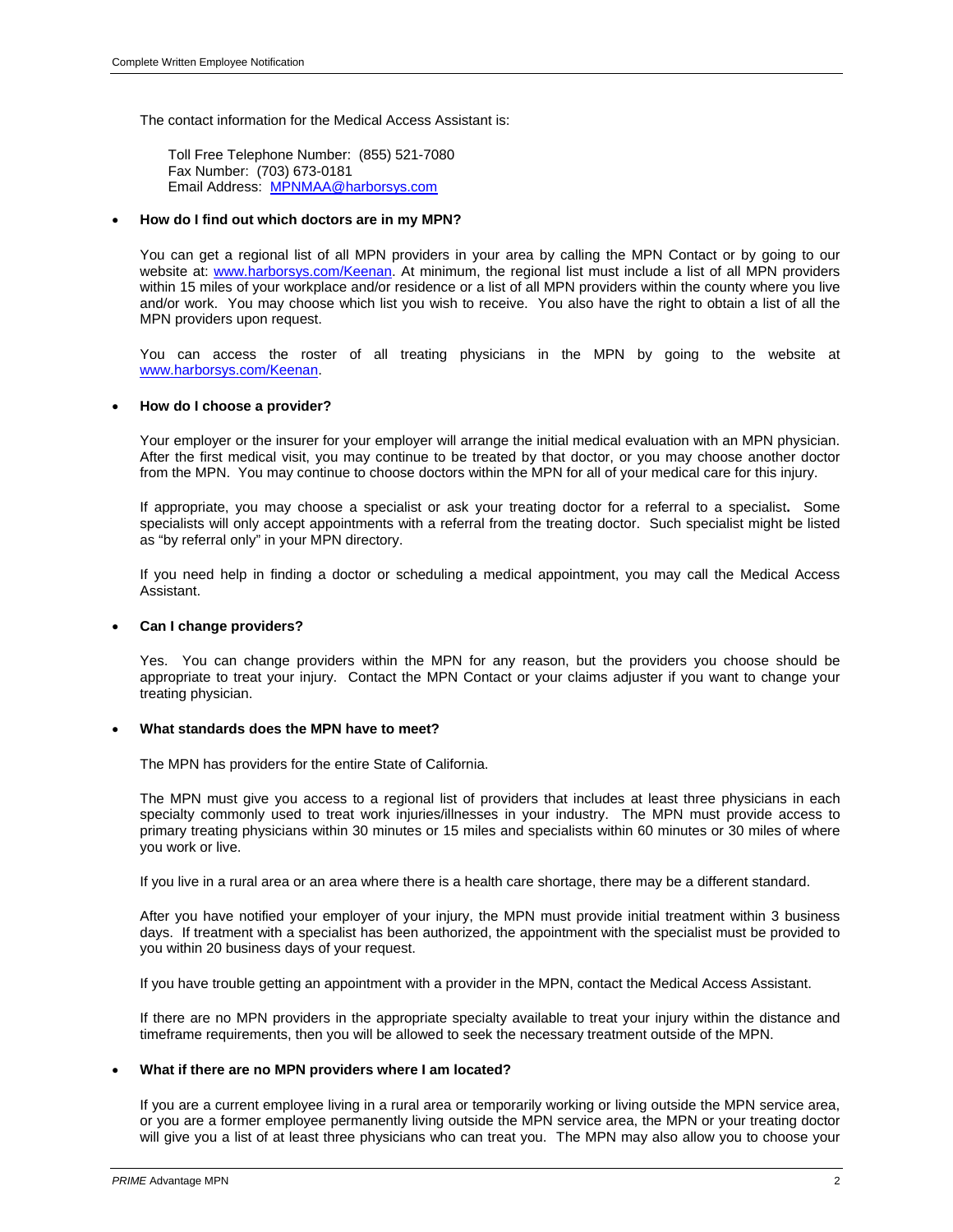The contact information for the Medical Access Assistant is:

Toll Free Telephone Number: (855) 521-7080
Fax Number: (703) 673-0181
Email Address: [MPNMAA@harborsys.com](mailto:MPNMAA@harborsys.com)

- **How do I find out which doctors are in my MPN?**

  You can get a regional list of all MPN providers in your area by calling the MPN Contact or by going to our website at: [www.harborsys.com/Keenan](http://www.harborsys.com/Keenan). At minimum, the regional list must include a list of all MPN providers within 15 miles of your workplace and/or residence or a list of all MPN providers within the county where you live and/or work. You may choose which list you wish to receive. You also have the right to obtain a list of all the MPN providers upon request.

  You can access the roster of all treating physicians in the MPN by going to the website at [www.harborsys.com/Keenan](http://www.harborsys.com/Keenan).

- **How do I choose a provider?**

  Your employer or the insurer for your employer will arrange the initial medical evaluation with an MPN physician. After the first medical visit, you may continue to be treated by that doctor, or you may choose another doctor from the MPN. You may continue to choose doctors within the MPN for all of your medical care for this injury.

  If appropriate, you may choose a specialist or ask your treating doctor for a referral to a specialist**.** Some specialists will only accept appointments with a referral from the treating doctor. Such specialist might be listed as "by referral only" in your MPN directory.

  If you need help in finding a doctor or scheduling a medical appointment, you may call the Medical Access Assistant.

- **Can I change providers?**

  Yes. You can change providers within the MPN for any reason, but the providers you choose should be appropriate to treat your injury. Contact the MPN Contact or your claims adjuster if you want to change your treating physician.

- **What standards does the MPN have to meet?**

  The MPN has providers for the entire State of California.

  The MPN must give you access to a regional list of providers that includes at least three physicians in each specialty commonly used to treat work injuries/illnesses in your industry. The MPN must provide access to primary treating physicians within 30 minutes or 15 miles and specialists within 60 minutes or 30 miles of where you work or live.

  If you live in a rural area or an area where there is a health care shortage, there may be a different standard.

  After you have notified your employer of your injury, the MPN must provide initial treatment within 3 business days. If treatment with a specialist has been authorized, the appointment with the specialist must be provided to you within 20 business days of your request.

  If you have trouble getting an appointment with a provider in the MPN, contact the Medical Access Assistant.

  If there are no MPN providers in the appropriate specialty available to treat your injury within the distance and timeframe requirements, then you will be allowed to seek the necessary treatment outside of the MPN.

- **What if there are no MPN providers where I am located?**

  If you are a current employee living in a rural area or temporarily working or living outside the MPN service area, or you are a former employee permanently living outside the MPN service area, the MPN or your treating doctor will give you a list of at least three physicians who can treat you. The MPN may also allow you to choose your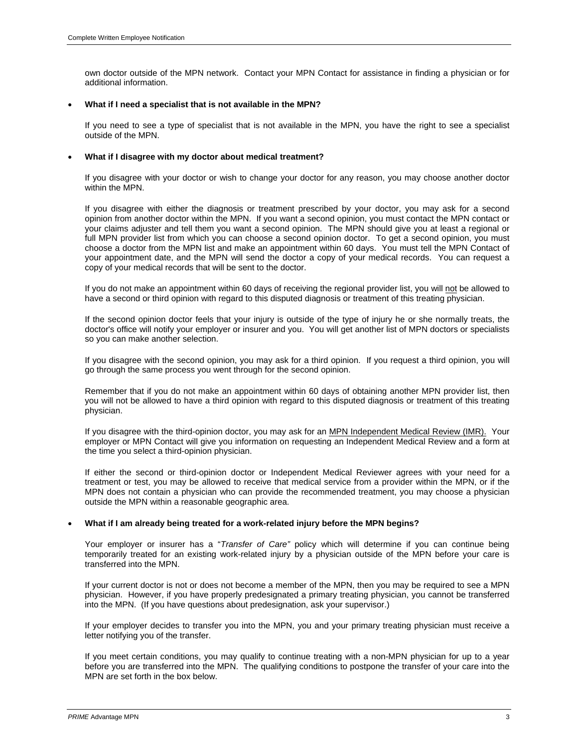own doctor outside of the MPN network. Contact your MPN Contact for assistance in finding a physician or for additional information.

- **What if I need a specialist that is not available in the MPN?**

  If you need to see a type of specialist that is not available in the MPN, you have the right to see a specialist outside of the MPN.

- **What if I disagree with my doctor about medical treatment?**

  If you disagree with your doctor or wish to change your doctor for any reason, you may choose another doctor within the MPN.

  If you disagree with either the diagnosis or treatment prescribed by your doctor, you may ask for a second opinion from another doctor within the MPN. If you want a second opinion, you must contact the MPN contact or your claims adjuster and tell them you want a second opinion. The MPN should give you at least a regional or full MPN provider list from which you can choose a second opinion doctor. To get a second opinion, you must choose a doctor from the MPN list and make an appointment within 60 days. You must tell the MPN Contact of your appointment date, and the MPN will send the doctor a copy of your medical records. You can request a copy of your medical records that will be sent to the doctor.

  If you do not make an appointment within 60 days of receiving the regional provider list, you will <u>not</u> be allowed to have a second or third opinion with regard to this disputed diagnosis or treatment of this treating physician.

  If the second opinion doctor feels that your injury is outside of the type of injury he or she normally treats, the doctor's office will notify your employer or insurer and you. You will get another list of MPN doctors or specialists so you can make another selection.

  If you disagree with the second opinion, you may ask for a third opinion. If you request a third opinion, you will go through the same process you went through for the second opinion.

  Remember that if you do not make an appointment within 60 days of obtaining another MPN provider list, then you will not be allowed to have a third opinion with regard to this disputed diagnosis or treatment of this treating physician.

  If you disagree with the third-opinion doctor, you may ask for an <u>MPN Independent Medical Review (IMR).</u> Your employer or MPN Contact will give you information on requesting an Independent Medical Review and a form at the time you select a third-opinion physician.

  If either the second or third-opinion doctor or Independent Medical Reviewer agrees with your need for a treatment or test, you may be allowed to receive that medical service from a provider within the MPN, or if the MPN does not contain a physician who can provide the recommended treatment, you may choose a physician outside the MPN within a reasonable geographic area.

- **What if I am already being treated for a work-related injury before the MPN begins?**

  Your employer or insurer has a "*Transfer of Care"* policy which will determine if you can continue being temporarily treated for an existing work-related injury by a physician outside of the MPN before your care is transferred into the MPN.

  If your current doctor is not or does not become a member of the MPN, then you may be required to see a MPN physician. However, if you have properly predesignated a primary treating physician, you cannot be transferred into the MPN. (If you have questions about predesignation, ask your supervisor.)

  If your employer decides to transfer you into the MPN, you and your primary treating physician must receive a letter notifying you of the transfer.

  If you meet certain conditions, you may qualify to continue treating with a non-MPN physician for up to a year before you are transferred into the MPN. The qualifying conditions to postpone the transfer of your care into the MPN are set forth in the box below.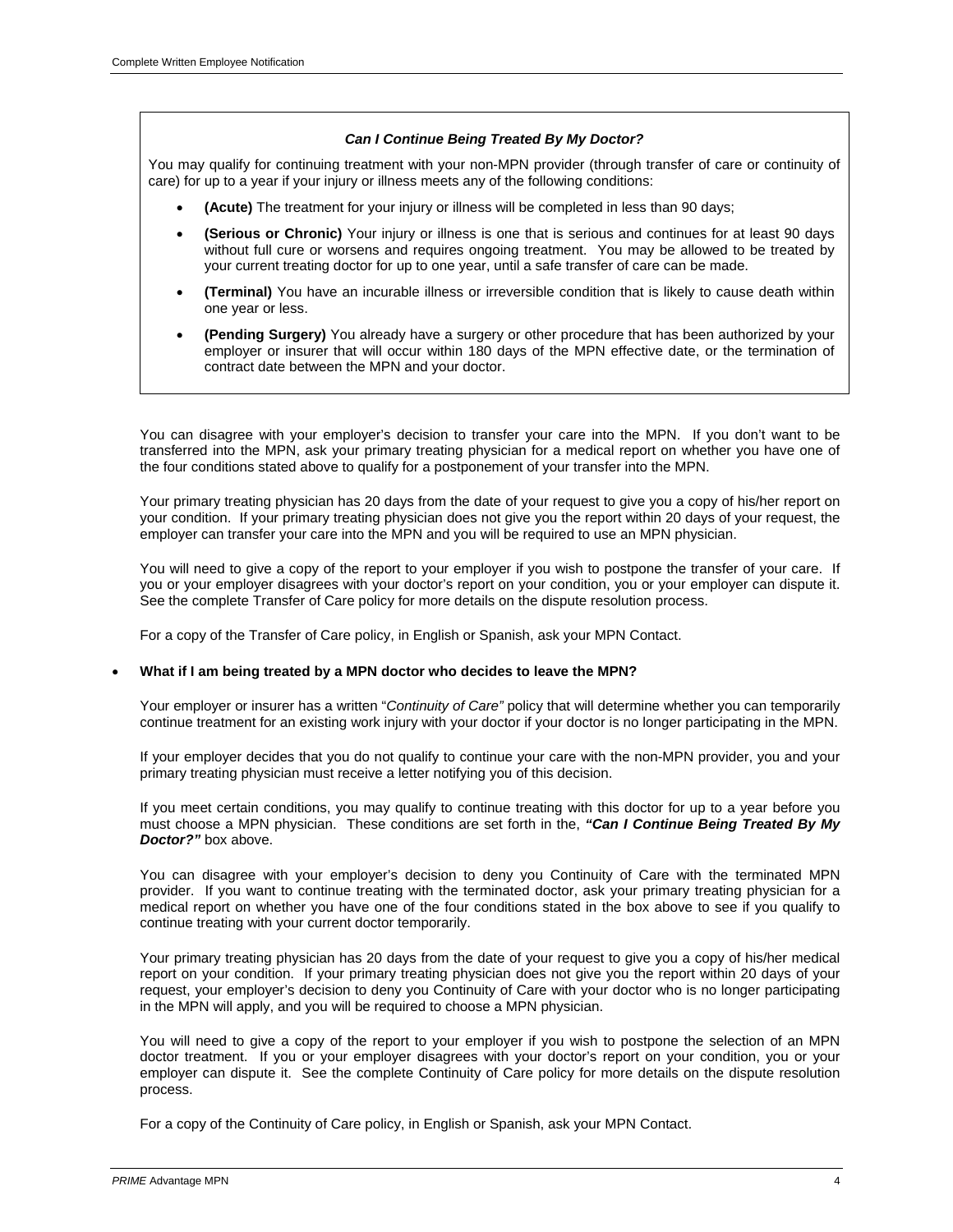### *Can I Continue Being Treated By My Doctor?*

You may qualify for continuing treatment with your non-MPN provider (through transfer of care or continuity of care) for up to a year if your injury or illness meets any of the following conditions:

- **(Acute)** The treatment for your injury or illness will be completed in less than 90 days;
- **(Serious or Chronic)** Your injury or illness is one that is serious and continues for at least 90 days without full cure or worsens and requires ongoing treatment. You may be allowed to be treated by your current treating doctor for up to one year, until a safe transfer of care can be made.
- **(Terminal)** You have an incurable illness or irreversible condition that is likely to cause death within one year or less.
- **(Pending Surgery)** You already have a surgery or other procedure that has been authorized by your employer or insurer that will occur within 180 days of the MPN effective date, or the termination of contract date between the MPN and your doctor.

You can disagree with your employer's decision to transfer your care into the MPN. If you don't want to be transferred into the MPN, ask your primary treating physician for a medical report on whether you have one of the four conditions stated above to qualify for a postponement of your transfer into the MPN.

Your primary treating physician has 20 days from the date of your request to give you a copy of his/her report on your condition. If your primary treating physician does not give you the report within 20 days of your request, the employer can transfer your care into the MPN and you will be required to use an MPN physician.

You will need to give a copy of the report to your employer if you wish to postpone the transfer of your care. If you or your employer disagrees with your doctor's report on your condition, you or your employer can dispute it. See the complete Transfer of Care policy for more details on the dispute resolution process.

For a copy of the Transfer of Care policy, in English or Spanish, ask your MPN Contact.

- **What if I am being treated by a MPN doctor who decides to leave the MPN?**

Your employer or insurer has a written "*Continuity of Care"* policy that will determine whether you can temporarily continue treatment for an existing work injury with your doctor if your doctor is no longer participating in the MPN.

If your employer decides that you do not qualify to continue your care with the non-MPN provider, you and your primary treating physician must receive a letter notifying you of this decision.

If you meet certain conditions, you may qualify to continue treating with this doctor for up to a year before you must choose a MPN physician. These conditions are set forth in the, ***"Can I Continue Being Treated By My Doctor?"*** box above.

You can disagree with your employer's decision to deny you Continuity of Care with the terminated MPN provider. If you want to continue treating with the terminated doctor, ask your primary treating physician for a medical report on whether you have one of the four conditions stated in the box above to see if you qualify to continue treating with your current doctor temporarily.

Your primary treating physician has 20 days from the date of your request to give you a copy of his/her medical report on your condition. If your primary treating physician does not give you the report within 20 days of your request, your employer's decision to deny you Continuity of Care with your doctor who is no longer participating in the MPN will apply, and you will be required to choose a MPN physician.

You will need to give a copy of the report to your employer if you wish to postpone the selection of an MPN doctor treatment. If you or your employer disagrees with your doctor's report on your condition, you or your employer can dispute it. See the complete Continuity of Care policy for more details on the dispute resolution process.

For a copy of the Continuity of Care policy, in English or Spanish, ask your MPN Contact.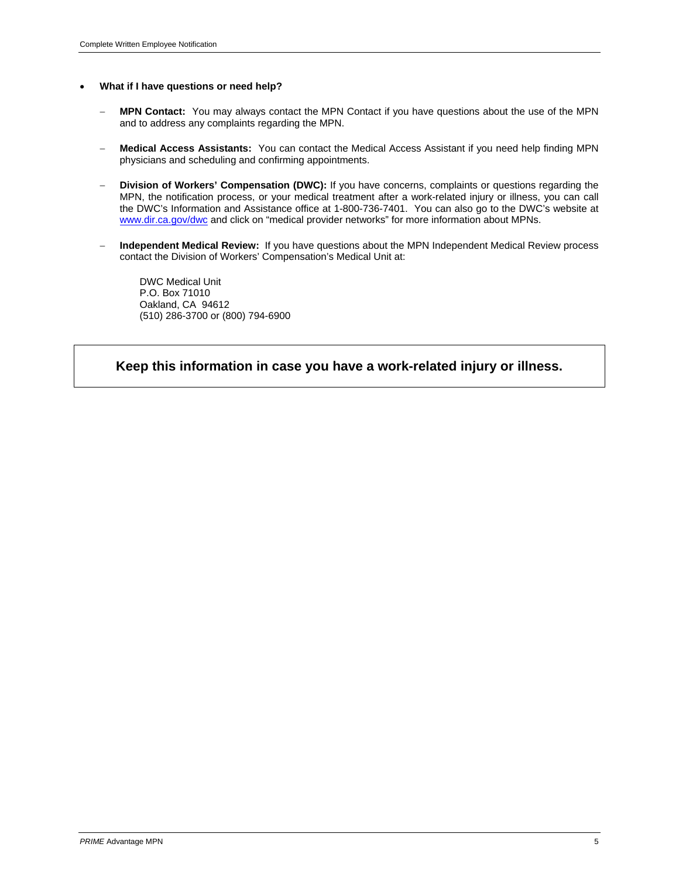- **What if I have questions or need help?**

  - **MPN Contact:** You may always contact the MPN Contact if you have questions about the use of the MPN and to address any complaints regarding the MPN.

  - **Medical Access Assistants:** You can contact the Medical Access Assistant if you need help finding MPN physicians and scheduling and confirming appointments.

  - **Division of Workers' Compensation (DWC):** If you have concerns, complaints or questions regarding the MPN, the notification process, or your medical treatment after a work-related injury or illness, you can call the DWC's Information and Assistance office at 1-800-736-7401. You can also go to the DWC's website at www.dir.ca.gov/dwc and click on "medical provider networks" for more information about MPNs.

  - **Independent Medical Review:** If you have questions about the MPN Independent Medical Review process contact the Division of Workers' Compensation's Medical Unit at:

    DWC Medical Unit
    P.O. Box 71010
    Oakland, CA 94612
    (510) 286-3700 or (800) 794-6900

**Keep this information in case you have a work-related injury or illness.**